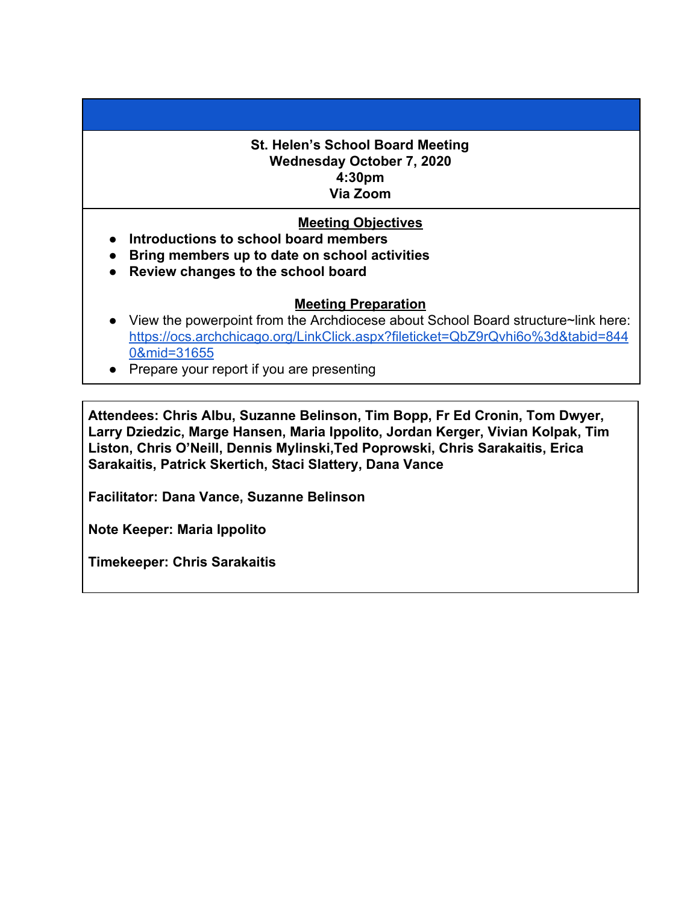**St. Helen's School Board Meeting**
**Wednesday October 7, 2020**
**4:30pm**
**Via Zoom**

**Meeting Objectives**

- **Introductions to school board members**
- **Bring members up to date on school activities**
- **Review changes to the school board**

**Meeting Preparation**

- View the powerpoint from the Archdiocese about School Board structure~link here: [https://ocs.archchicago.org/LinkClick.aspx?fileticket=QbZ9rQvhi6o%3d&tabid=8440&mid=31655](https://ocs.archchicago.org/LinkClick.aspx?fileticket=QbZ9rQvhi6o%3d&tabid=8440&mid=31655)
- Prepare your report if you are presenting

**Attendees: Chris Albu, Suzanne Belinson, Tim Bopp, Fr Ed Cronin, Tom Dwyer, Larry Dziedzic, Marge Hansen, Maria Ippolito, Jordan Kerger, Vivian Kolpak, Tim Liston, Chris O'Neill, Dennis Mylinski,Ted Poprowski, Chris Sarakaitis, Erica Sarakaitis, Patrick Skertich, Staci Slattery, Dana Vance**

**Facilitator: Dana Vance, Suzanne Belinson**

**Note Keeper: Maria Ippolito**

**Timekeeper: Chris Sarakaitis**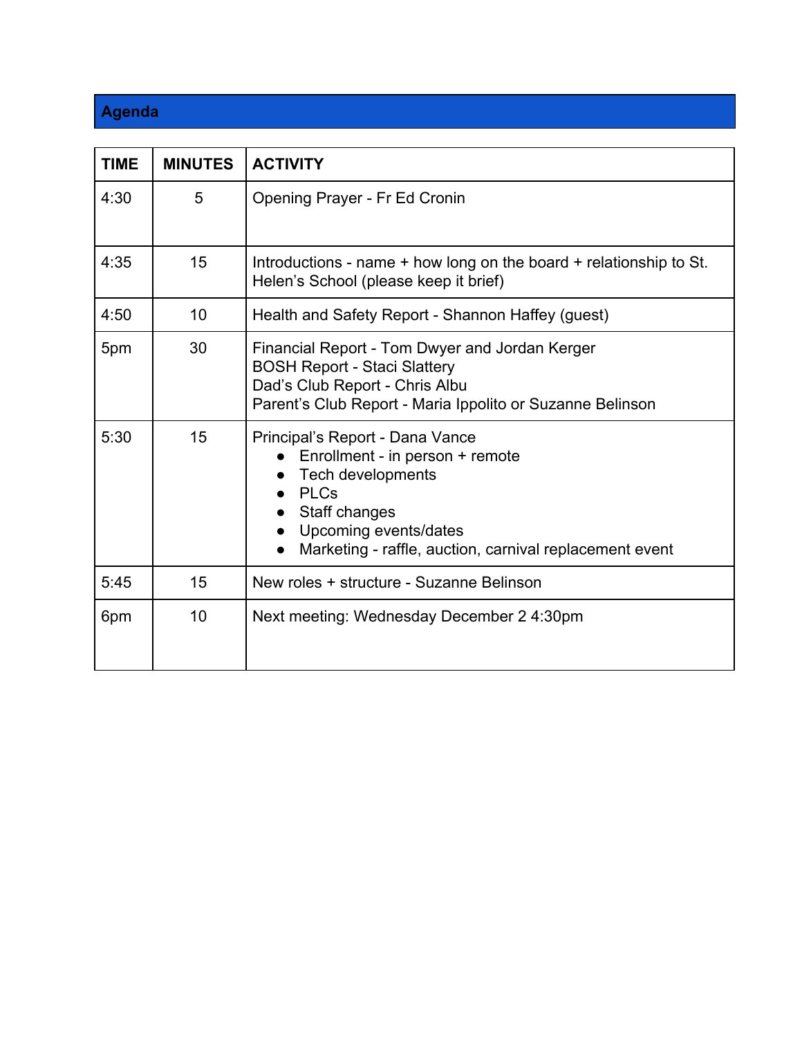## Agenda

| TIME | MINUTES | ACTIVITY |
|---|---|---|
| 4:30 | 5 | Opening Prayer - Fr Ed Cronin |
| 4:35 | 15 | Introductions - name + how long on the board + relationship to St. Helen's School (please keep it brief) |
| 4:50 | 10 | Health and Safety Report - Shannon Haffey (guest) |
| 5pm | 30 | Financial Report - Tom Dwyer and Jordan Kerger<br>BOSH Report - Staci Slattery<br>Dad's Club Report - Chris Albu<br>Parent's Club Report - Maria Ippolito or Suzanne Belinson |
| 5:30 | 15 | Principal's Report - Dana Vance<br>• Enrollment - in person + remote<br>• Tech developments<br>• PLCs<br>• Staff changes<br>• Upcoming events/dates<br>• Marketing - raffle, auction, carnival replacement event |
| 5:45 | 15 | New roles + structure - Suzanne Belinson |
| 6pm | 10 | Next meeting: Wednesday December 2 4:30pm |